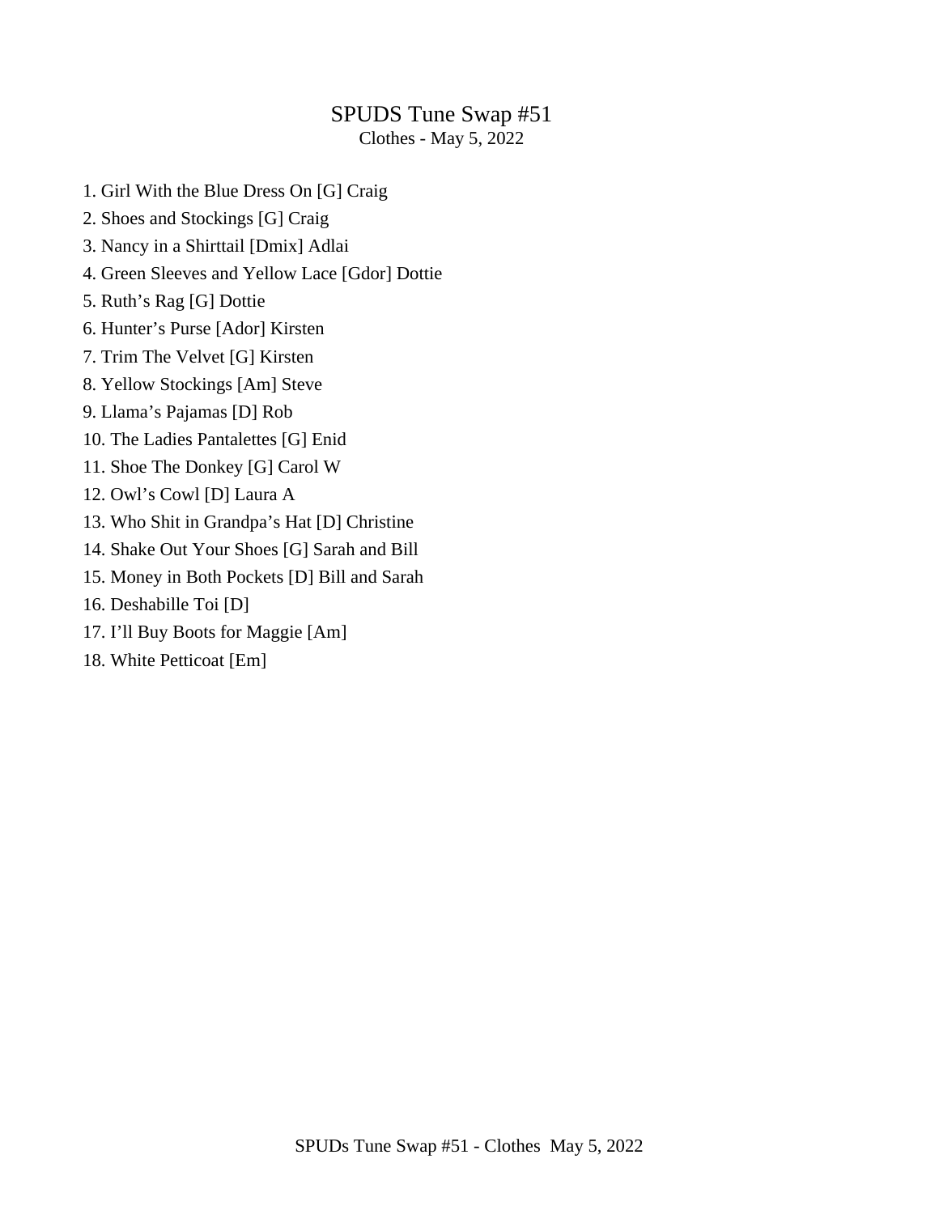# SPUDS Tune Swap #51

Clothes - May 5, 2022

1. Girl With the Blue Dress On [G] Craig
2. Shoes and Stockings [G] Craig
3. Nancy in a Shirttail [Dmix] Adlai
4. Green Sleeves and Yellow Lace [Gdor] Dottie
5. Ruth's Rag [G] Dottie
6. Hunter's Purse [Ador] Kirsten
7. Trim The Velvet [G] Kirsten
8. Yellow Stockings [Am] Steve
9. Llama's Pajamas [D] Rob
10. The Ladies Pantalettes [G] Enid
11. Shoe The Donkey [G] Carol W
12. Owl's Cowl [D] Laura A
13. Who Shit in Grandpa's Hat [D] Christine
14. Shake Out Your Shoes [G] Sarah and Bill
15. Money in Both Pockets [D] Bill and Sarah
16. Deshabille Toi [D]
17. I'll Buy Boots for Maggie [Am]
18. White Petticoat [Em]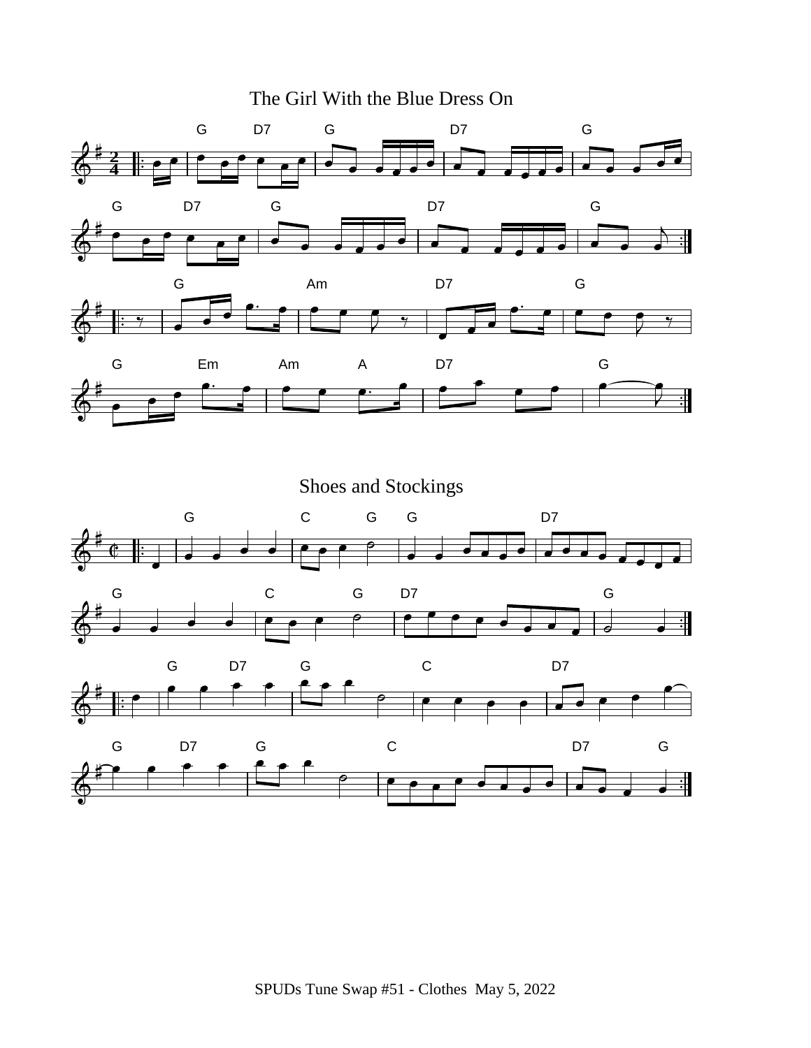## The Girl With the Blue Dress On

## Shoes and Stockings

SPUDs Tune Swap #51 - Clothes May 5, 2022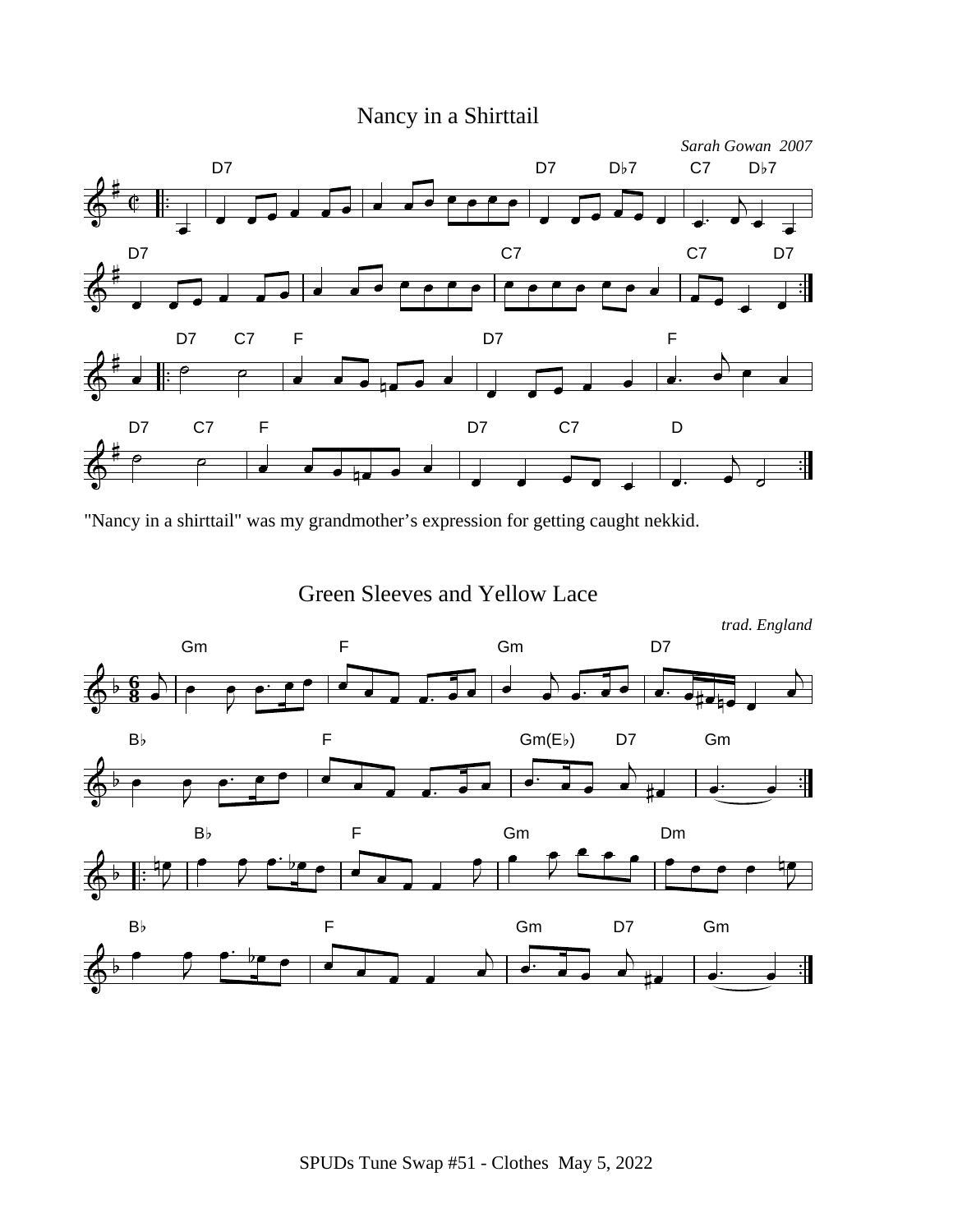## Nancy in a Shirttail

*Sarah Gowan 2007*

"Nancy in a shirttail" was my grandmother's expression for getting caught nekkid.

## Green Sleeves and Yellow Lace

*trad. England*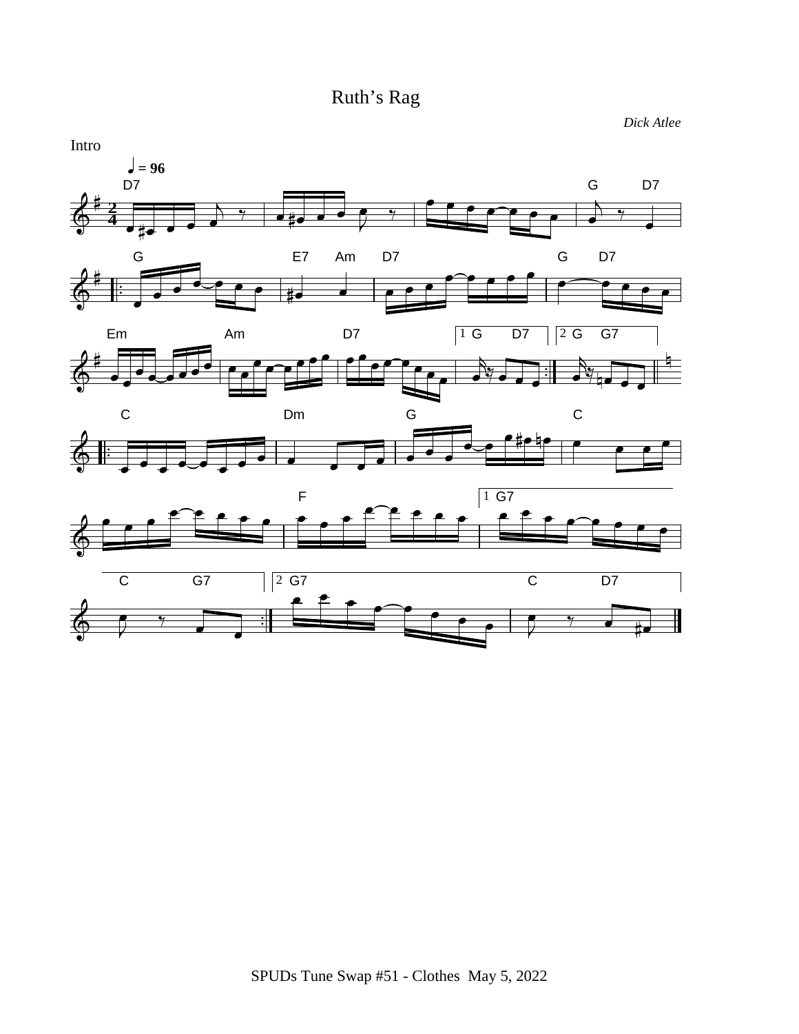# Ruth's Rag

*Dick Atlee*

Intro

♩ = 96

D7 | | | G D7

G | E7 Am | D7 | G D7

Em | Am | D7 | 1 G D7 | 2 G G7

C | Dm | G | C

| F | 1 G7

C G7 | 2 G7 | C D7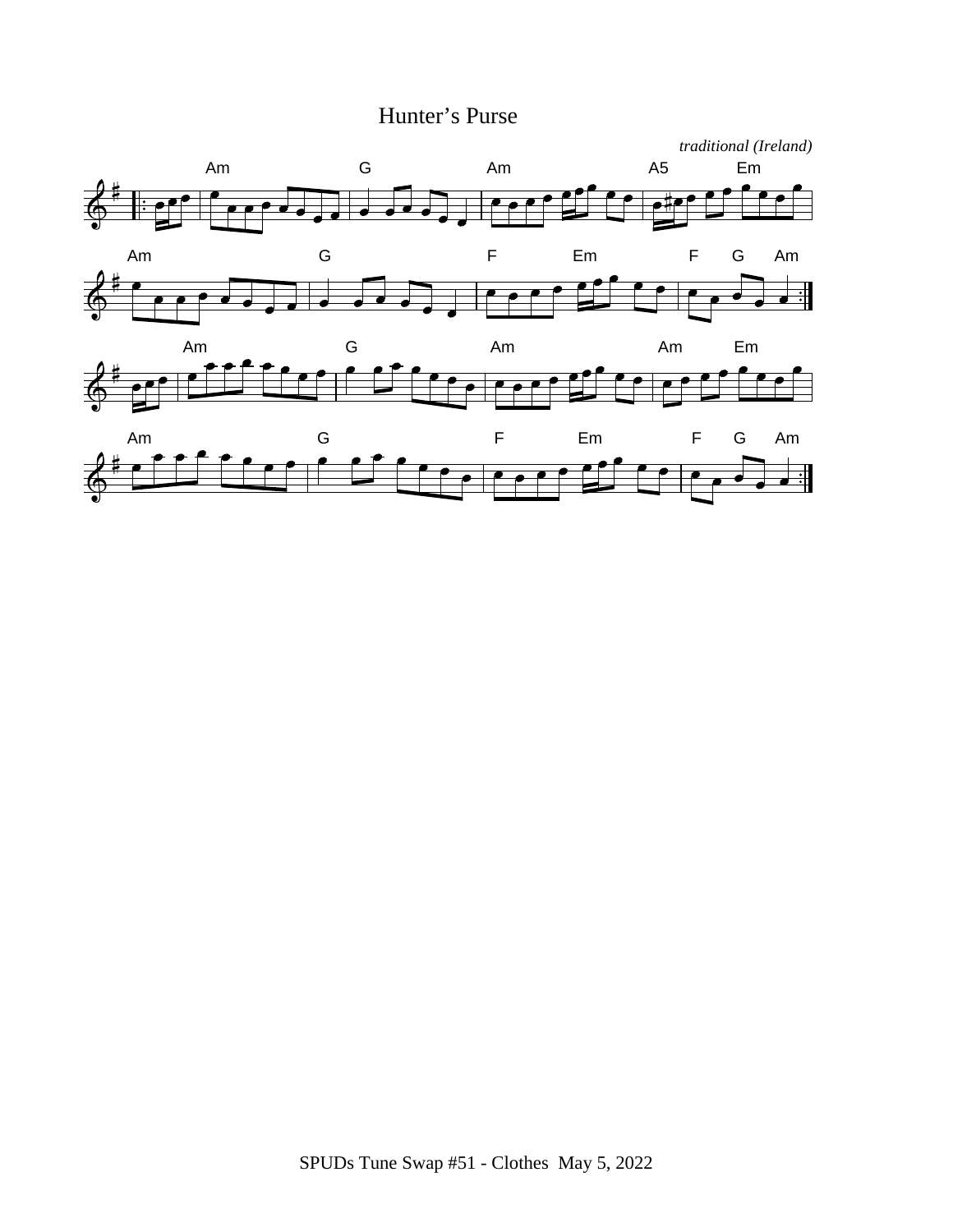# Hunter's Purse

*traditional (Ireland)*

SPUDs Tune Swap #51 - Clothes  May 5, 2022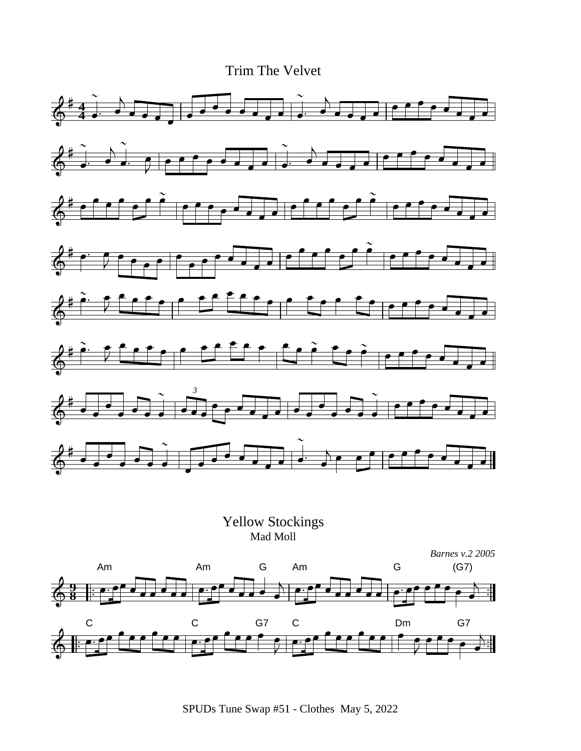# Trim The Velvet

# Yellow Stockings

Mad Moll

*Barnes v.2 2005*

SPUDs Tune Swap #51 - Clothes  May 5, 2022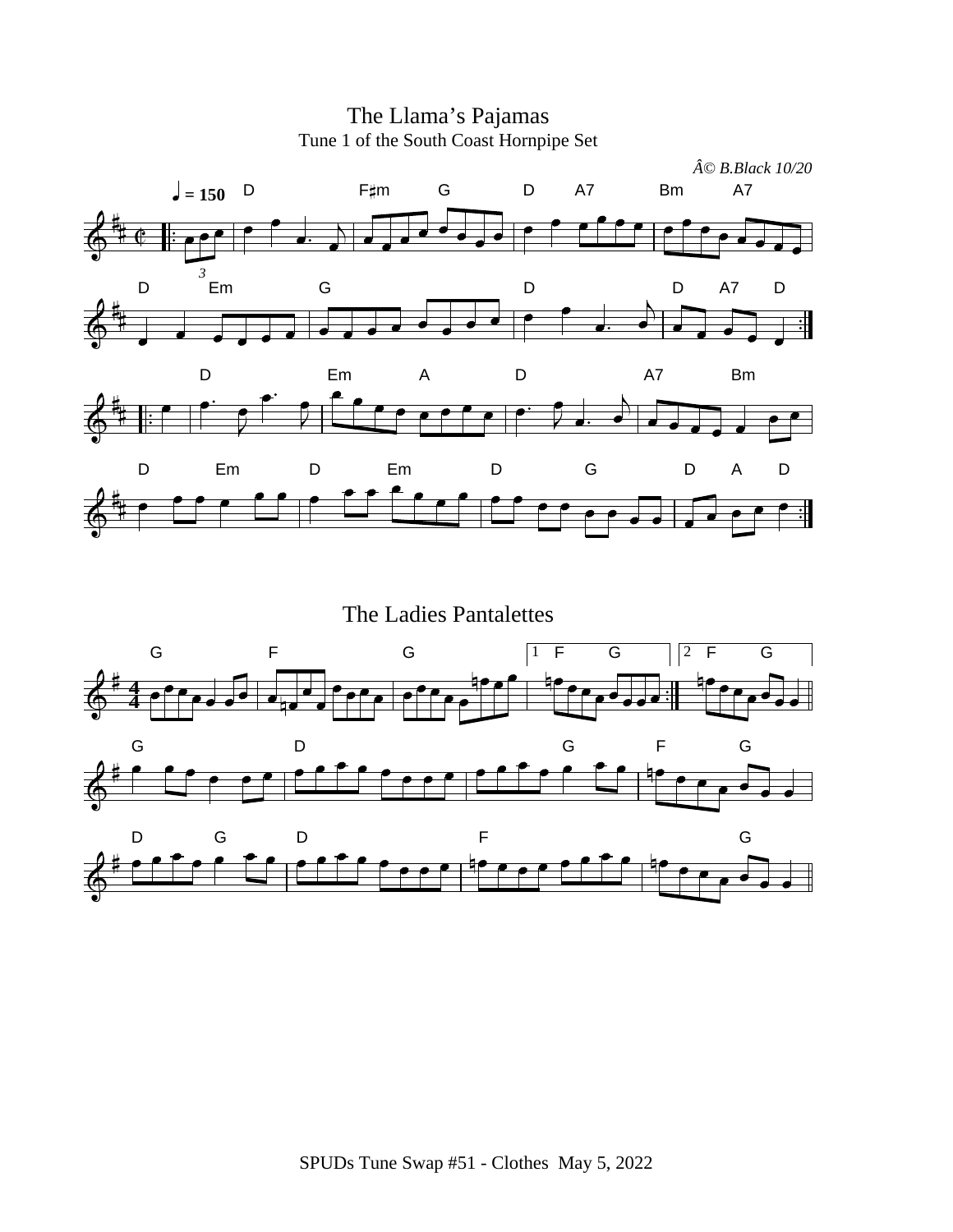# The Llama's Pajamas

Tune 1 of the South Coast Hornpipe Set

*Â© B.Black 10/20*

# The Ladies Pantalettes

SPUDs Tune Swap #51 - Clothes May 5, 2022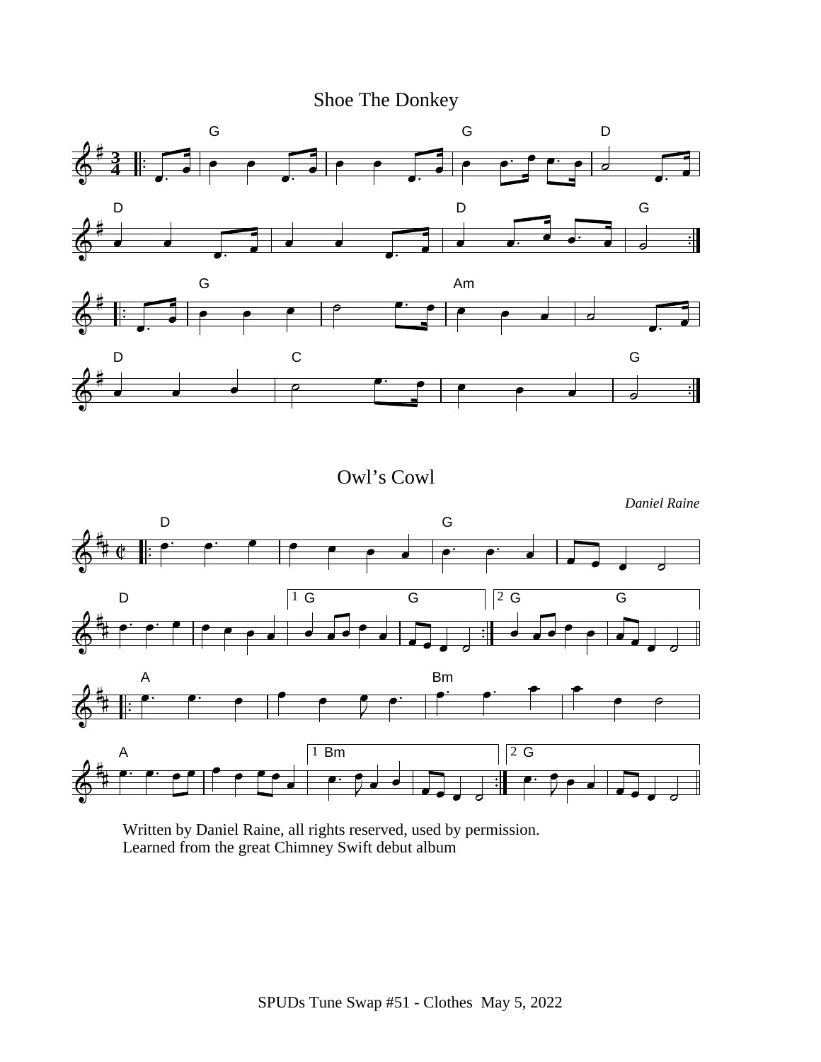# Shoe The Donkey

# Owl's Cowl

*Daniel Raine*

Written by Daniel Raine, all rights reserved, used by permission.
Learned from the great Chimney Swift debut album

SPUDs Tune Swap #51 - Clothes May 5, 2022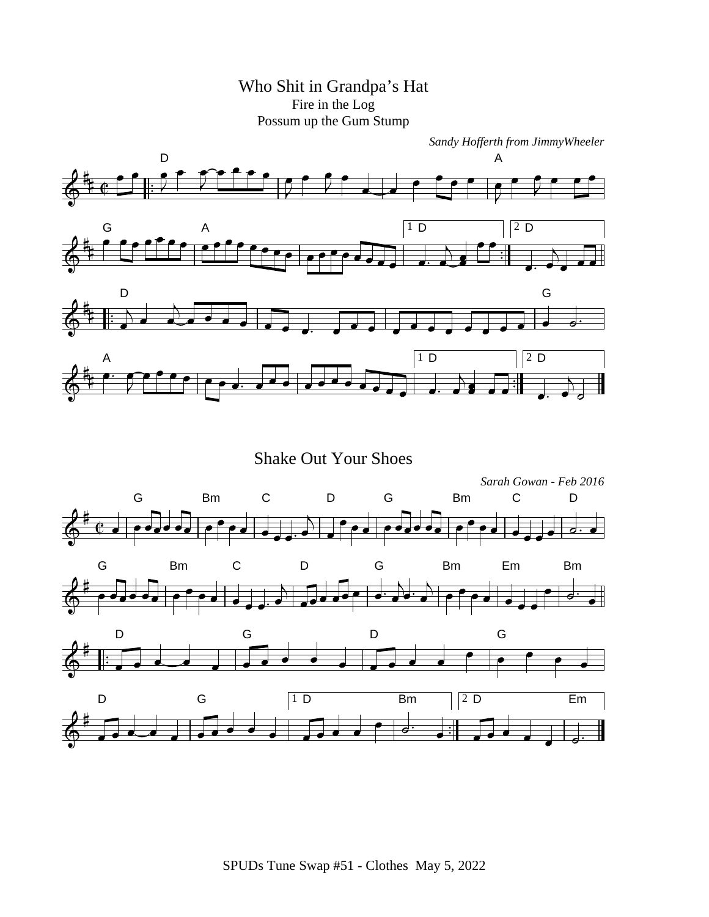# Who Shit in Grandpa's Hat

Fire in the Log

Possum up the Gum Stump

*Sandy Hofferth from JimmyWheeler*

# Shake Out Your Shoes

*Sarah Gowan - Feb 2016*

SPUDs Tune Swap #51 - Clothes May 5, 2022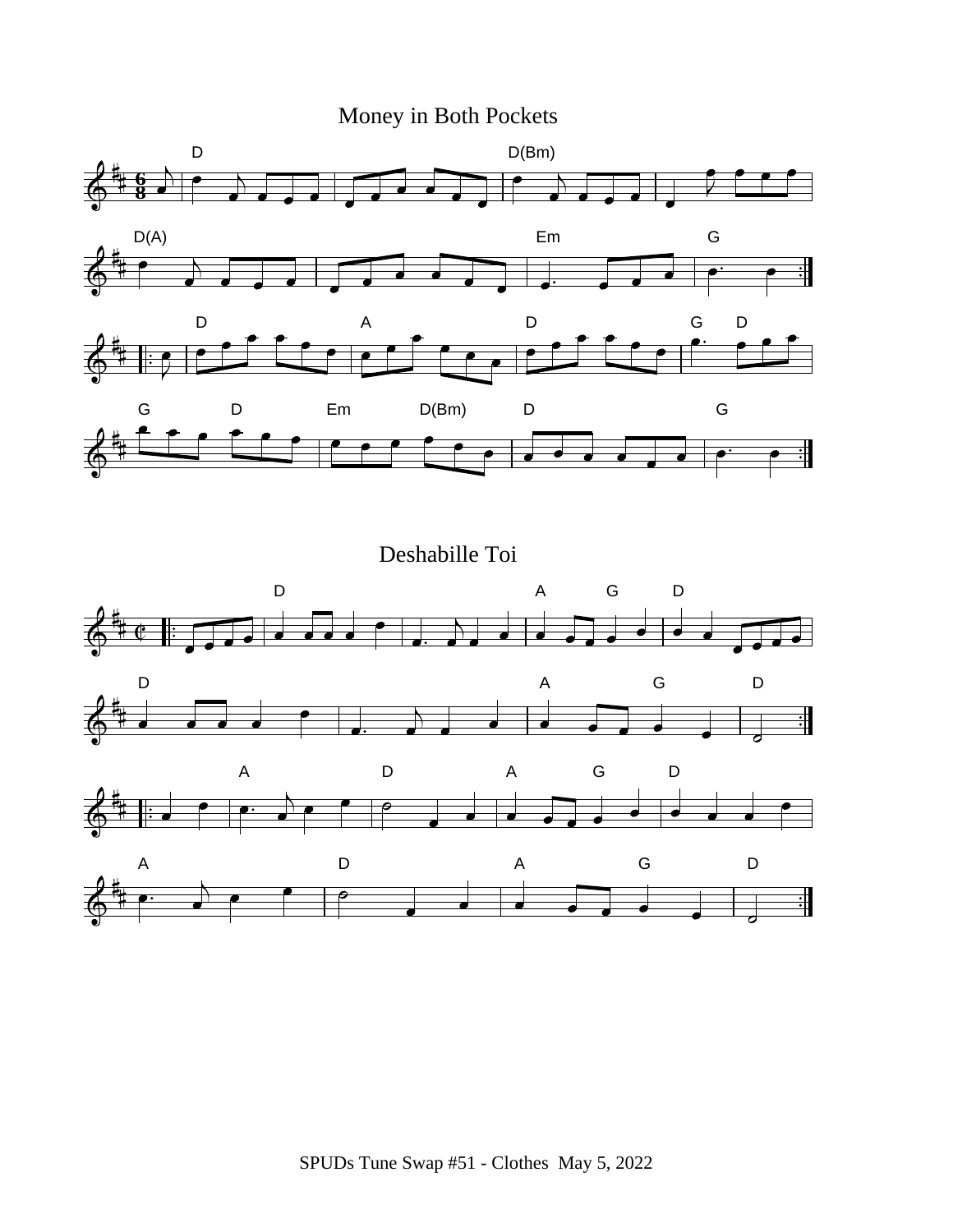# Money in Both Pockets

# Deshabille Toi

SPUDs Tune Swap #51 - Clothes May 5, 2022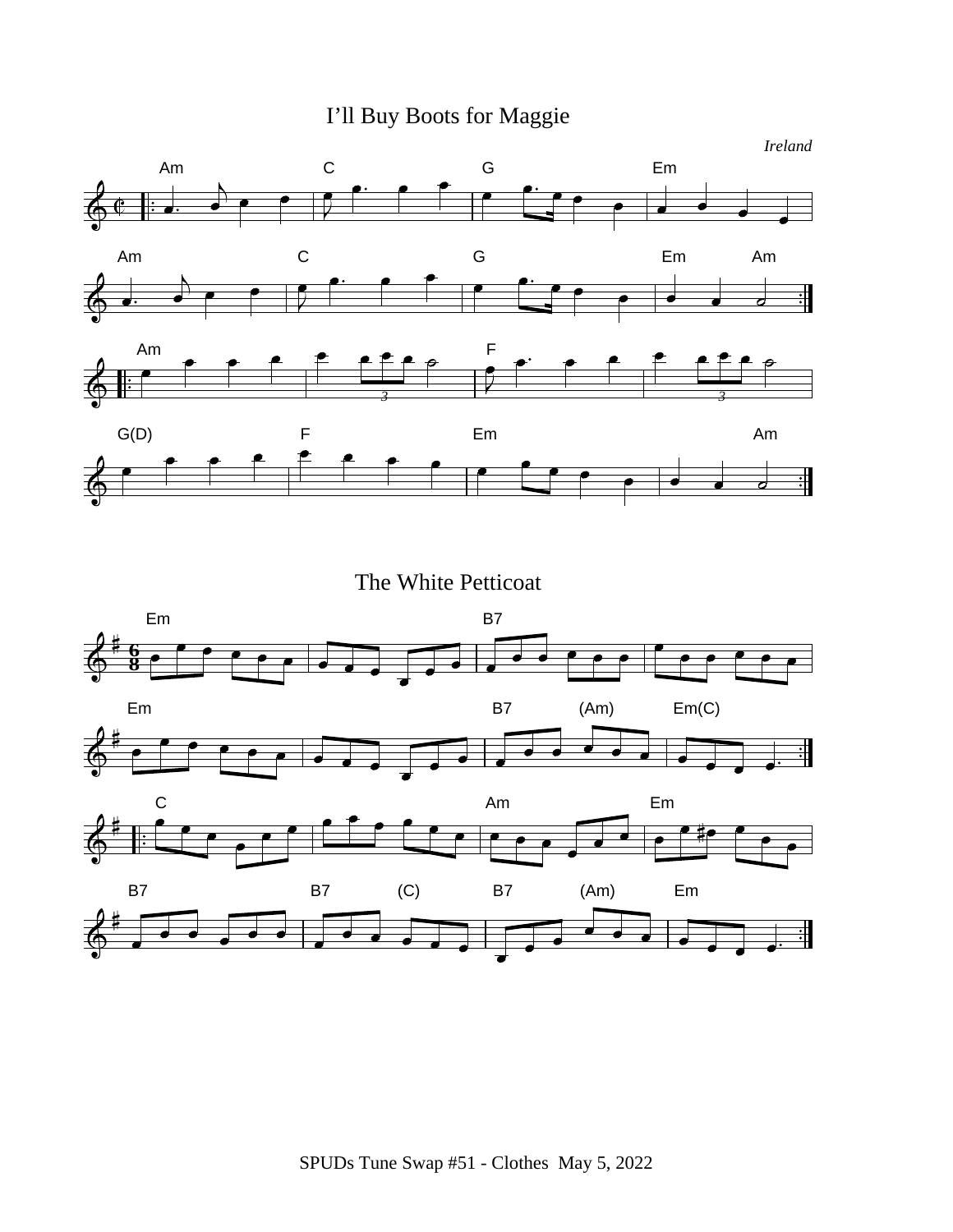# I'll Buy Boots for Maggie

*Ireland*

Am C G Em

Am C G Em Am

Am F

G(D) F Em Am

# The White Petticoat

Em B7

Em B7 (Am) Em(C)

C Am Em

B7 B7 (C) B7 (Am) Em

SPUDs Tune Swap #51 - Clothes May 5, 2022